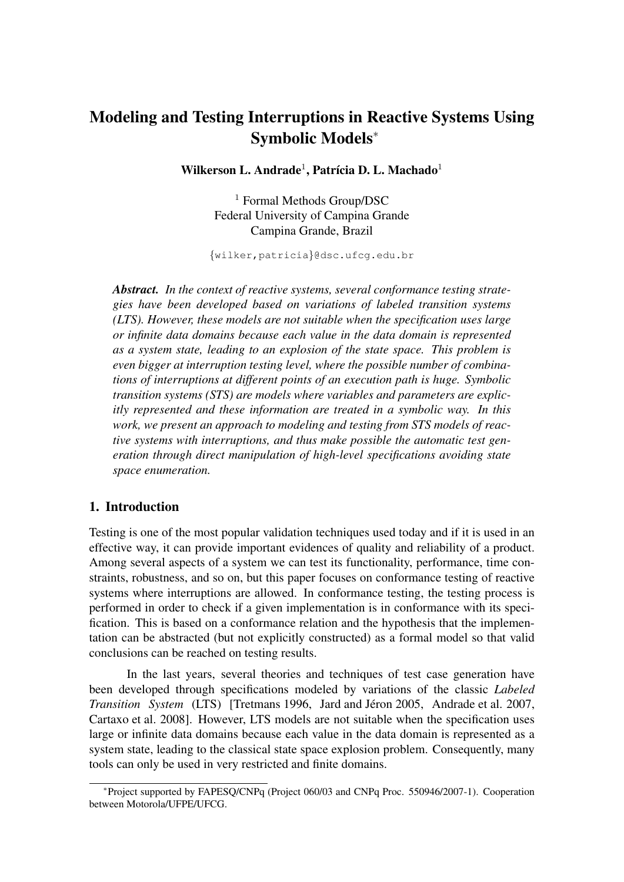# Modeling and Testing Interruptions in Reactive Systems Using Symbolic Models*

**Wilkerson L. Andrade[1], Patrícia D. L. Machado[1]**

[1] Formal Methods Group/DSC
Federal University of Campina Grande
Campina Grande, Brazil

{wilker,patricia}@dsc.ufcg.edu.br

***Abstract.*** *In the context of reactive systems, several conformance testing strategies have been developed based on variations of labeled transition systems (LTS). However, these models are not suitable when the specification uses large or infinite data domains because each value in the data domain is represented as a system state, leading to an explosion of the state space. This problem is even bigger at interruption testing level, where the possible number of combinations of interruptions at different points of an execution path is huge. Symbolic transition systems (STS) are models where variables and parameters are explicitly represented and these information are treated in a symbolic way. In this work, we present an approach to modeling and testing from STS models of reactive systems with interruptions, and thus make possible the automatic test generation through direct manipulation of high-level specifications avoiding state space enumeration.*

## 1. Introduction

Testing is one of the most popular validation techniques used today and if it is used in an effective way, it can provide important evidences of quality and reliability of a product. Among several aspects of a system we can test its functionality, performance, time constraints, robustness, and so on, but this paper focuses on conformance testing of reactive systems where interruptions are allowed. In conformance testing, the testing process is performed in order to check if a given implementation is in conformance with its specification. This is based on a conformance relation and the hypothesis that the implementation can be abstracted (but not explicitly constructed) as a formal model so that valid conclusions can be reached on testing results.

In the last years, several theories and techniques of test case generation have been developed through specifications modeled by variations of the classic *Labeled Transition System* (LTS) [Tretmans 1996, Jard and Jéron 2005, Andrade et al. 2007, Cartaxo et al. 2008]. However, LTS models are not suitable when the specification uses large or infinite data domains because each value in the data domain is represented as a system state, leading to the classical state space explosion problem. Consequently, many tools can only be used in very restricted and finite domains.

*Project supported by FAPESQ/CNPq (Project 060/03 and CNPq Proc. 550946/2007-1). Cooperation between Motorola/UFPE/UFCG.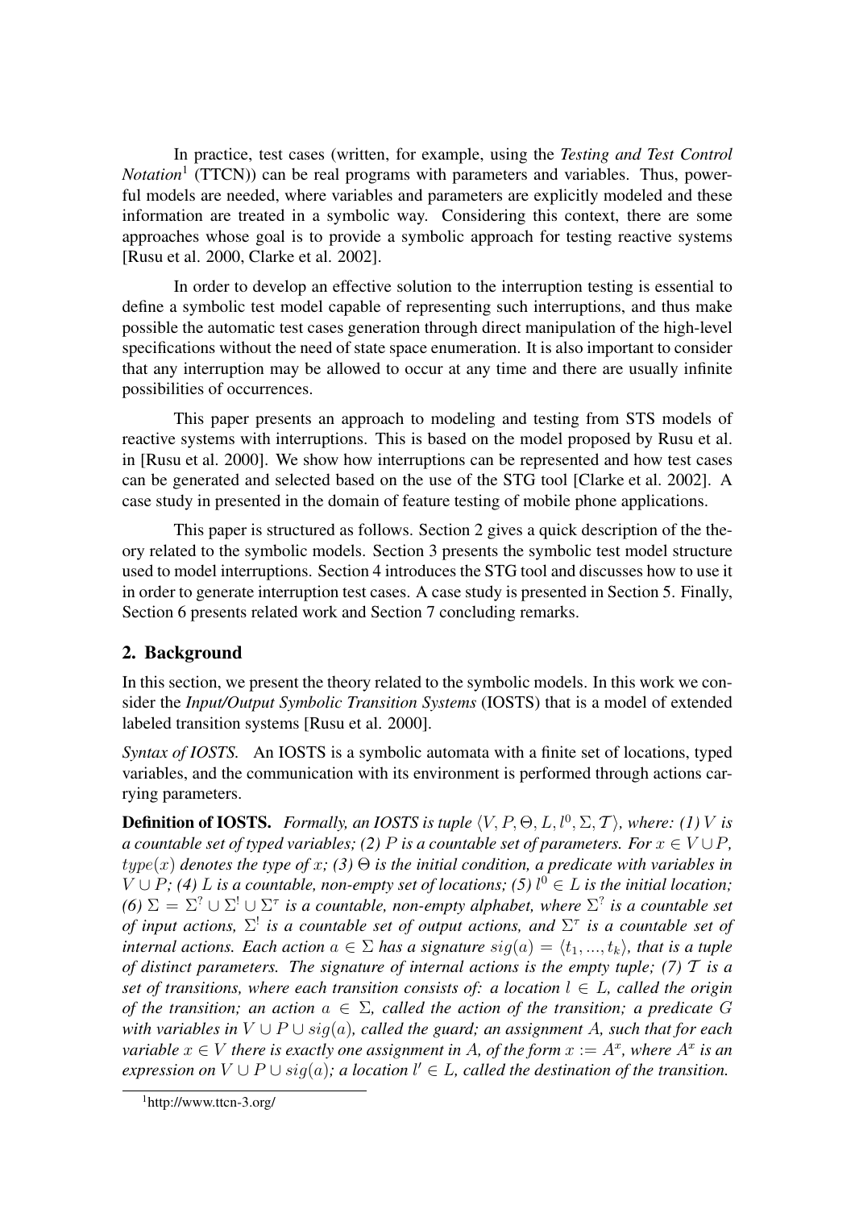In practice, test cases (written, for example, using the *Testing and Test Control Notation*[1] (TTCN)) can be real programs with parameters and variables. Thus, powerful models are needed, where variables and parameters are explicitly modeled and these information are treated in a symbolic way. Considering this context, there are some approaches whose goal is to provide a symbolic approach for testing reactive systems [Rusu et al. 2000, Clarke et al. 2002].

In order to develop an effective solution to the interruption testing is essential to define a symbolic test model capable of representing such interruptions, and thus make possible the automatic test cases generation through direct manipulation of the high-level specifications without the need of state space enumeration. It is also important to consider that any interruption may be allowed to occur at any time and there are usually infinite possibilities of occurrences.

This paper presents an approach to modeling and testing from STS models of reactive systems with interruptions. This is based on the model proposed by Rusu et al. in [Rusu et al. 2000]. We show how interruptions can be represented and how test cases can be generated and selected based on the use of the STG tool [Clarke et al. 2002]. A case study in presented in the domain of feature testing of mobile phone applications.

This paper is structured as follows. Section 2 gives a quick description of the theory related to the symbolic models. Section 3 presents the symbolic test model structure used to model interruptions. Section 4 introduces the STG tool and discusses how to use it in order to generate interruption test cases. A case study is presented in Section 5. Finally, Section 6 presents related work and Section 7 concluding remarks.

## 2. Background

In this section, we present the theory related to the symbolic models. In this work we consider the *Input/Output Symbolic Transition Systems* (IOSTS) that is a model of extended labeled transition systems [Rusu et al. 2000].

*Syntax of IOSTS.* An IOSTS is a symbolic automata with a finite set of locations, typed variables, and the communication with its environment is performed through actions carrying parameters.

**Definition of IOSTS.** *Formally, an IOSTS is tuple $\langle V, P, \Theta, L, l^0, \Sigma, \mathcal{T} \rangle$, where: (1) $V$ is a countable set of typed variables; (2) $P$ is a countable set of parameters. For $x \in V \cup P$, $type(x)$ denotes the type of $x$; (3) $\Theta$ is the initial condition, a predicate with variables in $V \cup P$; (4) $L$ is a countable, non-empty set of locations; (5) $l^0 \in L$ is the initial location; (6) $\Sigma = \Sigma^? \cup \Sigma^! \cup \Sigma^\tau$ is a countable, non-empty alphabet, where $\Sigma^?$ is a countable set of input actions, $\Sigma^!$ is a countable set of output actions, and $\Sigma^\tau$ is a countable set of internal actions. Each action $a \in \Sigma$ has a signature $sig(a) = \langle t_1, ..., t_k \rangle$, that is a tuple of distinct parameters. The signature of internal actions is the empty tuple; (7) $\mathcal{T}$ is a set of transitions, where each transition consists of: a location $l \in L$, called the origin of the transition; an action $a \in \Sigma$, called the action of the transition; a predicate $G$ with variables in $V \cup P \cup sig(a)$, called the guard; an assignment $A$, such that for each variable $x \in V$ there is exactly one assignment in $A$, of the form $x := A^x$, where $A^x$ is an expression on $V \cup P \cup sig(a)$; a location $l' \in L$, called the destination of the transition.*

[1] http://www.ttcn-3.org/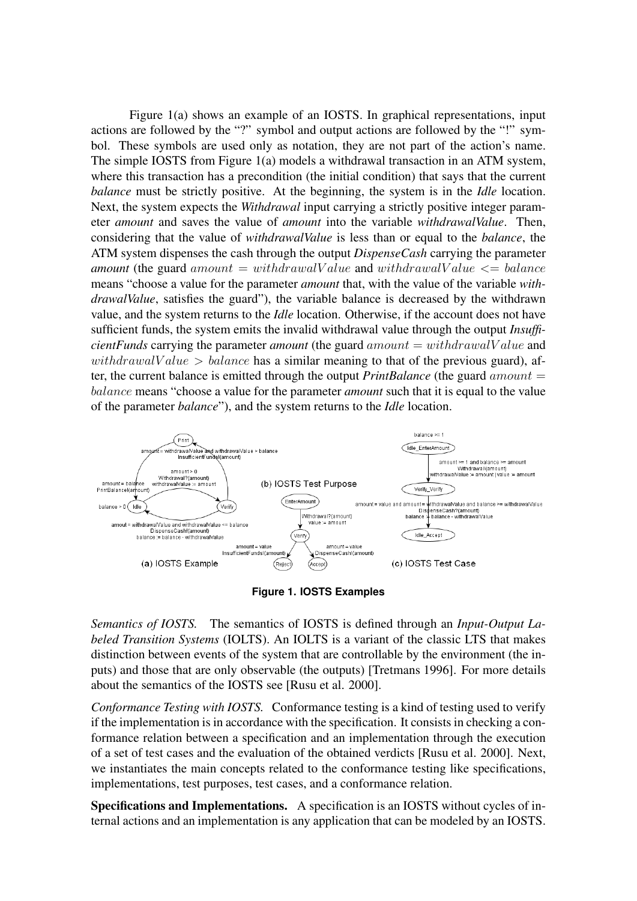Figure 1(a) shows an example of an IOSTS. In graphical representations, input actions are followed by the "?" symbol and output actions are followed by the "!" symbol. These symbols are used only as notation, they are not part of the action's name. The simple IOSTS from Figure 1(a) models a withdrawal transaction in an ATM system, where this transaction has a precondition (the initial condition) that says that the current *balance* must be strictly positive. At the beginning, the system is in the *Idle* location. Next, the system expects the *Withdrawal* input carrying a strictly positive integer parameter *amount* and saves the value of *amount* into the variable *withdrawalValue*. Then, considering that the value of *withdrawalValue* is less than or equal to the *balance*, the ATM system dispenses the cash through the output *DispenseCash* carrying the parameter *amount* (the guard $amount = withdrawalValue$ and $withdrawalValue <= balance$ means "choose a value for the parameter *amount* that, with the value of the variable *withdrawalValue*, satisfies the guard"), the variable balance is decreased by the withdrawn value, and the system returns to the *Idle* location. Otherwise, if the account does not have sufficient funds, the system emits the invalid withdrawal value through the output *InsufficientFunds* carrying the parameter *amount* (the guard $amount = withdrawalValue$ and $withdrawalValue > balance$ has a similar meaning to that of the previous guard), after, the current balance is emitted through the output *PrintBalance* (the guard $amount = balance$ means "choose a value for the parameter *amount* such that it is equal to the value of the parameter *balance*"), and the system returns to the *Idle* location.

**Figure 1. IOSTS Examples**

*Semantics of IOSTS.* The semantics of IOSTS is defined through an *Input-Output Labeled Transition Systems* (IOLTS). An IOLTS is a variant of the classic LTS that makes distinction between events of the system that are controllable by the environment (the inputs) and those that are only observable (the outputs) [Tretmans 1996]. For more details about the semantics of the IOSTS see [Rusu et al. 2000].

*Conformance Testing with IOSTS.* Conformance testing is a kind of testing used to verify if the implementation is in accordance with the specification. It consists in checking a conformance relation between a specification and an implementation through the execution of a set of test cases and the evaluation of the obtained verdicts [Rusu et al. 2000]. Next, we instantiates the main concepts related to the conformance testing like specifications, implementations, test purposes, test cases, and a conformance relation.

**Specifications and Implementations.** A specification is an IOSTS without cycles of internal actions and an implementation is any application that can be modeled by an IOSTS.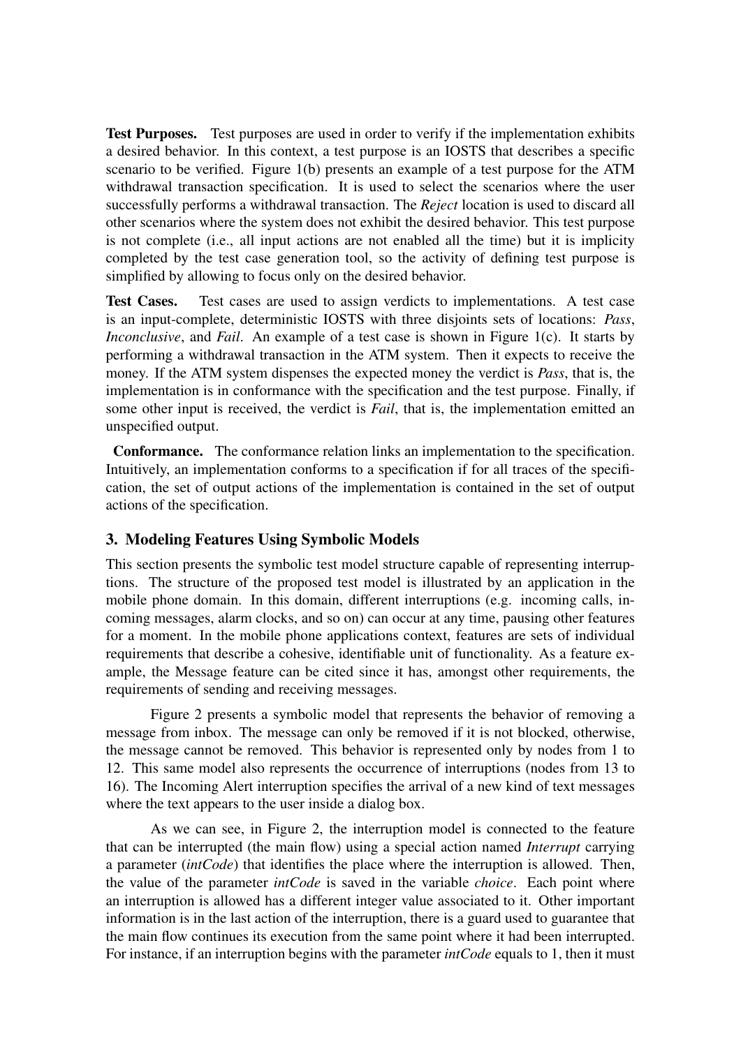**Test Purposes.** Test purposes are used in order to verify if the implementation exhibits a desired behavior. In this context, a test purpose is an IOSTS that describes a specific scenario to be verified. Figure 1(b) presents an example of a test purpose for the ATM withdrawal transaction specification. It is used to select the scenarios where the user successfully performs a withdrawal transaction. The *Reject* location is used to discard all other scenarios where the system does not exhibit the desired behavior. This test purpose is not complete (i.e., all input actions are not enabled all the time) but it is implicity completed by the test case generation tool, so the activity of defining test purpose is simplified by allowing to focus only on the desired behavior.

**Test Cases.** Test cases are used to assign verdicts to implementations. A test case is an input-complete, deterministic IOSTS with three disjoints sets of locations: *Pass*, *Inconclusive*, and *Fail*. An example of a test case is shown in Figure 1(c). It starts by performing a withdrawal transaction in the ATM system. Then it expects to receive the money. If the ATM system dispenses the expected money the verdict is *Pass*, that is, the implementation is in conformance with the specification and the test purpose. Finally, if some other input is received, the verdict is *Fail*, that is, the implementation emitted an unspecified output.

**Conformance.** The conformance relation links an implementation to the specification. Intuitively, an implementation conforms to a specification if for all traces of the specification, the set of output actions of the implementation is contained in the set of output actions of the specification.

## 3. Modeling Features Using Symbolic Models

This section presents the symbolic test model structure capable of representing interruptions. The structure of the proposed test model is illustrated by an application in the mobile phone domain. In this domain, different interruptions (e.g. incoming calls, incoming messages, alarm clocks, and so on) can occur at any time, pausing other features for a moment. In the mobile phone applications context, features are sets of individual requirements that describe a cohesive, identifiable unit of functionality. As a feature example, the Message feature can be cited since it has, amongst other requirements, the requirements of sending and receiving messages.

Figure 2 presents a symbolic model that represents the behavior of removing a message from inbox. The message can only be removed if it is not blocked, otherwise, the message cannot be removed. This behavior is represented only by nodes from 1 to 12. This same model also represents the occurrence of interruptions (nodes from 13 to 16). The Incoming Alert interruption specifies the arrival of a new kind of text messages where the text appears to the user inside a dialog box.

As we can see, in Figure 2, the interruption model is connected to the feature that can be interrupted (the main flow) using a special action named *Interrupt* carrying a parameter (*intCode*) that identifies the place where the interruption is allowed. Then, the value of the parameter *intCode* is saved in the variable *choice*. Each point where an interruption is allowed has a different integer value associated to it. Other important information is in the last action of the interruption, there is a guard used to guarantee that the main flow continues its execution from the same point where it had been interrupted. For instance, if an interruption begins with the parameter *intCode* equals to 1, then it must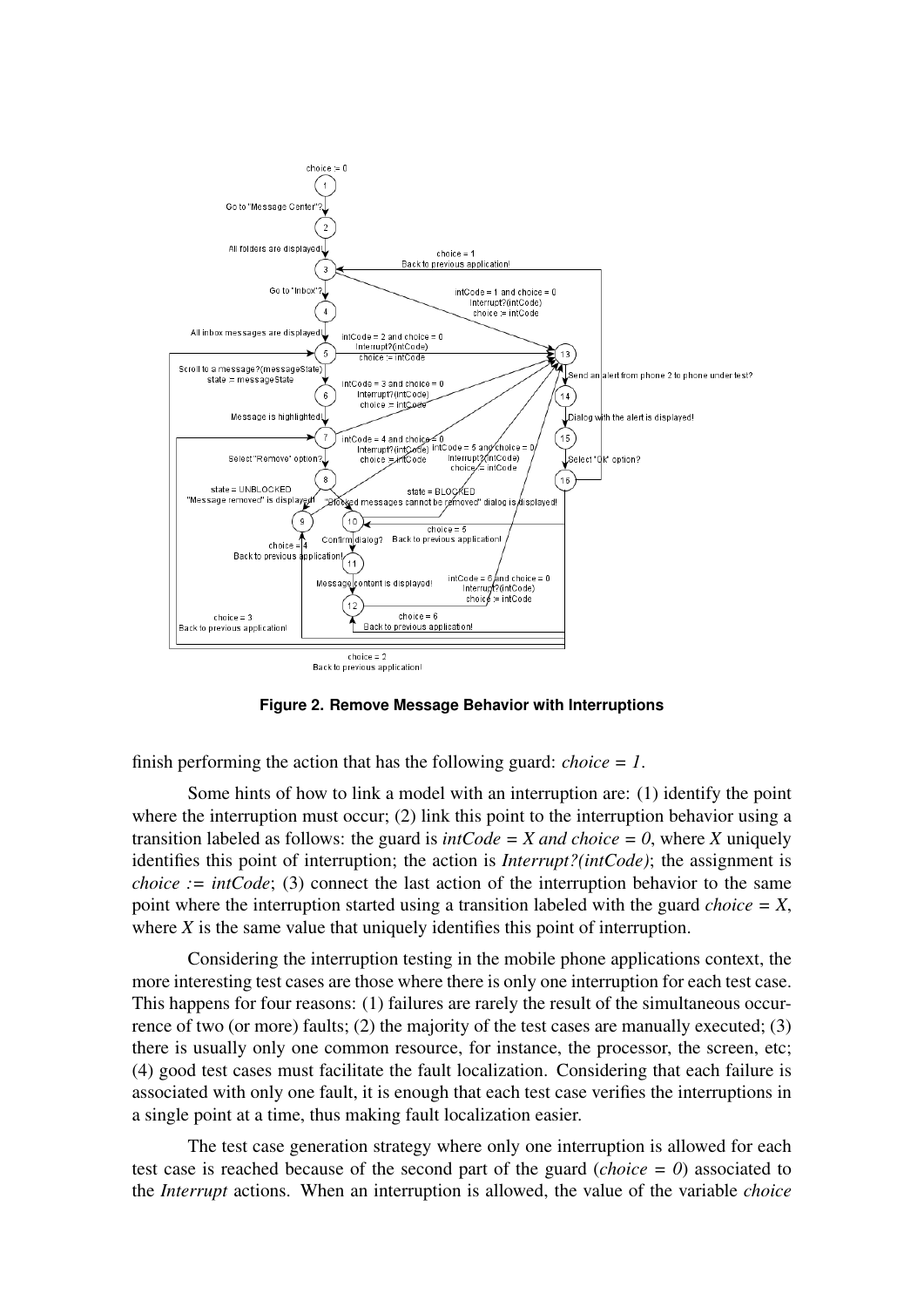**Figure 2. Remove Message Behavior with Interruptions**

finish performing the action that has the following guard: *choice = 1*.

Some hints of how to link a model with an interruption are: (1) identify the point where the interruption must occur; (2) link this point to the interruption behavior using a transition labeled as follows: the guard is *intCode = X and choice = 0*, where *X* uniquely identifies this point of interruption; the action is *Interrupt?(intCode)*; the assignment is *choice := intCode*; (3) connect the last action of the interruption behavior to the same point where the interruption started using a transition labeled with the guard *choice = X*, where *X* is the same value that uniquely identifies this point of interruption.

Considering the interruption testing in the mobile phone applications context, the more interesting test cases are those where there is only one interruption for each test case. This happens for four reasons: (1) failures are rarely the result of the simultaneous occurrence of two (or more) faults; (2) the majority of the test cases are manually executed; (3) there is usually only one common resource, for instance, the processor, the screen, etc; (4) good test cases must facilitate the fault localization. Considering that each failure is associated with only one fault, it is enough that each test case verifies the interruptions in a single point at a time, thus making fault localization easier.

The test case generation strategy where only one interruption is allowed for each test case is reached because of the second part of the guard (*choice = 0*) associated to the *Interrupt* actions. When an interruption is allowed, the value of the variable *choice*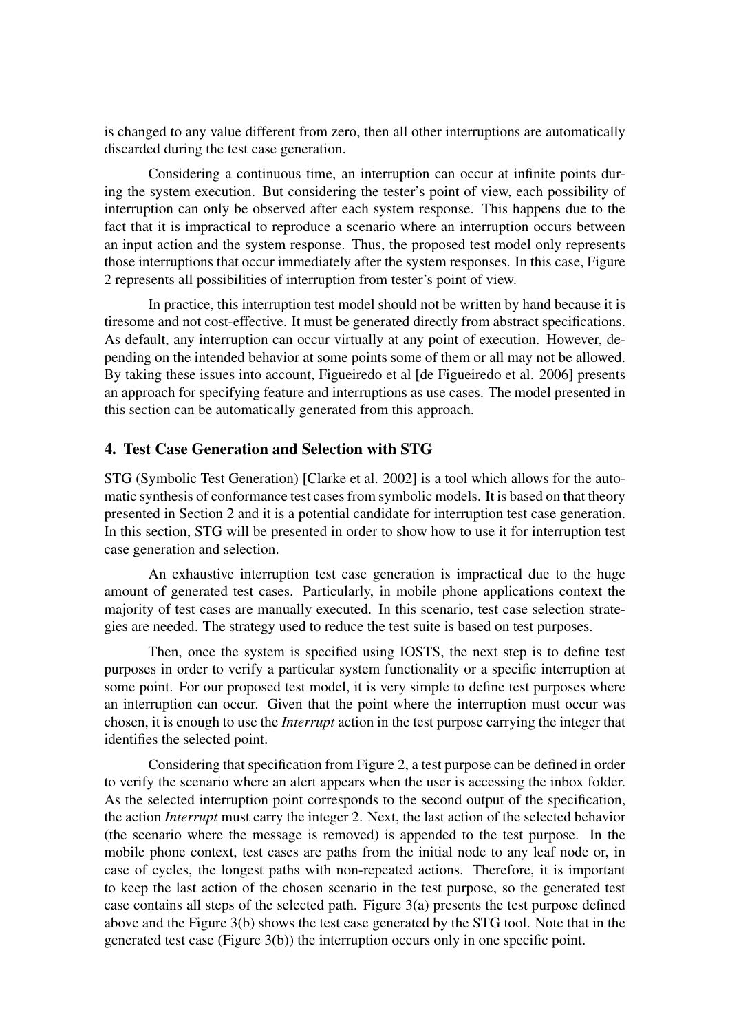is changed to any value different from zero, then all other interruptions are automatically discarded during the test case generation.

Considering a continuous time, an interruption can occur at infinite points during the system execution. But considering the tester's point of view, each possibility of interruption can only be observed after each system response. This happens due to the fact that it is impractical to reproduce a scenario where an interruption occurs between an input action and the system response. Thus, the proposed test model only represents those interruptions that occur immediately after the system responses. In this case, Figure 2 represents all possibilities of interruption from tester's point of view.

In practice, this interruption test model should not be written by hand because it is tiresome and not cost-effective. It must be generated directly from abstract specifications. As default, any interruption can occur virtually at any point of execution. However, depending on the intended behavior at some points some of them or all may not be allowed. By taking these issues into account, Figueiredo et al [de Figueiredo et al. 2006] presents an approach for specifying feature and interruptions as use cases. The model presented in this section can be automatically generated from this approach.

## 4. Test Case Generation and Selection with STG

STG (Symbolic Test Generation) [Clarke et al. 2002] is a tool which allows for the automatic synthesis of conformance test cases from symbolic models. It is based on that theory presented in Section 2 and it is a potential candidate for interruption test case generation. In this section, STG will be presented in order to show how to use it for interruption test case generation and selection.

An exhaustive interruption test case generation is impractical due to the huge amount of generated test cases. Particularly, in mobile phone applications context the majority of test cases are manually executed. In this scenario, test case selection strategies are needed. The strategy used to reduce the test suite is based on test purposes.

Then, once the system is specified using IOSTS, the next step is to define test purposes in order to verify a particular system functionality or a specific interruption at some point. For our proposed test model, it is very simple to define test purposes where an interruption can occur. Given that the point where the interruption must occur was chosen, it is enough to use the *Interrupt* action in the test purpose carrying the integer that identifies the selected point.

Considering that specification from Figure 2, a test purpose can be defined in order to verify the scenario where an alert appears when the user is accessing the inbox folder. As the selected interruption point corresponds to the second output of the specification, the action *Interrupt* must carry the integer 2. Next, the last action of the selected behavior (the scenario where the message is removed) is appended to the test purpose. In the mobile phone context, test cases are paths from the initial node to any leaf node or, in case of cycles, the longest paths with non-repeated actions. Therefore, it is important to keep the last action of the chosen scenario in the test purpose, so the generated test case contains all steps of the selected path. Figure 3(a) presents the test purpose defined above and the Figure 3(b) shows the test case generated by the STG tool. Note that in the generated test case (Figure 3(b)) the interruption occurs only in one specific point.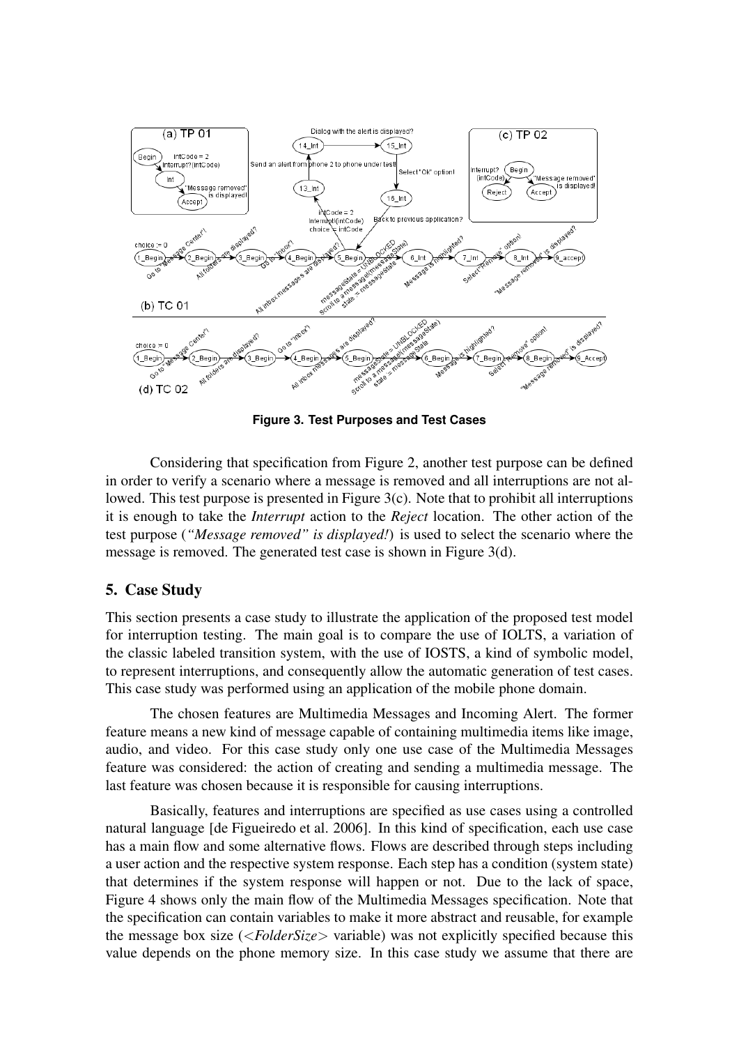**Figure 3. Test Purposes and Test Cases**

Considering that specification from Figure 2, another test purpose can be defined in order to verify a scenario where a message is removed and all interruptions are not allowed. This test purpose is presented in Figure 3(c). Note that to prohibit all interruptions it is enough to take the *Interrupt* action to the *Reject* location. The other action of the test purpose (*"Message removed" is displayed!*) is used to select the scenario where the message is removed. The generated test case is shown in Figure 3(d).

## 5. Case Study

This section presents a case study to illustrate the application of the proposed test model for interruption testing. The main goal is to compare the use of IOLTS, a variation of the classic labeled transition system, with the use of IOSTS, a kind of symbolic model, to represent interruptions, and consequently allow the automatic generation of test cases. This case study was performed using an application of the mobile phone domain.

The chosen features are Multimedia Messages and Incoming Alert. The former feature means a new kind of message capable of containing multimedia items like image, audio, and video. For this case study only one use case of the Multimedia Messages feature was considered: the action of creating and sending a multimedia message. The last feature was chosen because it is responsible for causing interruptions.

Basically, features and interruptions are specified as use cases using a controlled natural language [de Figueiredo et al. 2006]. In this kind of specification, each use case has a main flow and some alternative flows. Flows are described through steps including a user action and the respective system response. Each step has a condition (system state) that determines if the system response will happen or not. Due to the lack of space, Figure 4 shows only the main flow of the Multimedia Messages specification. Note that the specification can contain variables to make it more abstract and reusable, for example the message box size (*<FolderSize>* variable) was not explicitly specified because this value depends on the phone memory size. In this case study we assume that there are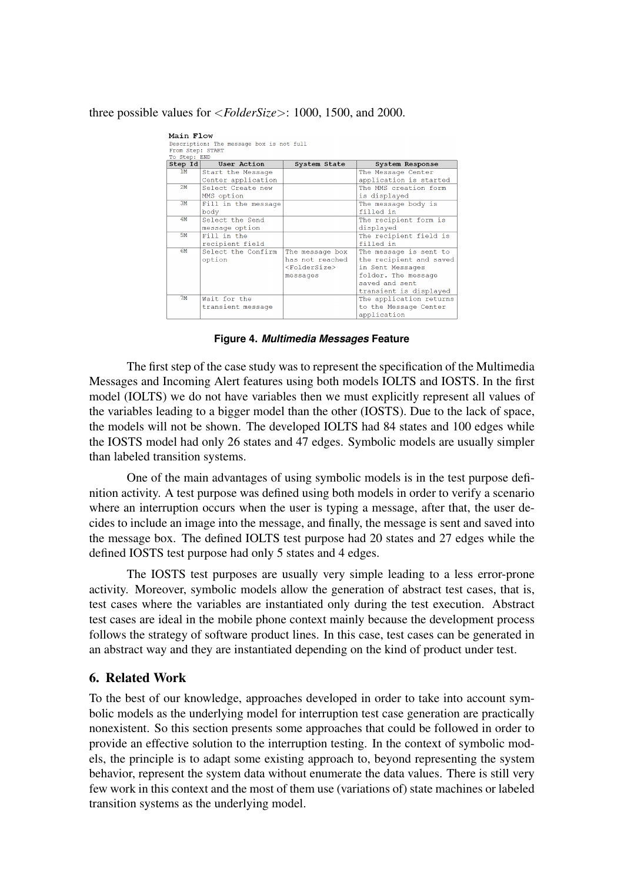three possible values for <*FolderSize*>: 1000, 1500, and 2000.

**Main Flow**

Description: The message box is not full

From Step: START

To Step: END

| Step Id | User Action | System State | System Response |
|---|---|---|---|
| 1M | Start the Message Center application | | The Message Center application is started |
| 2M | Select Create new MMS option | | The MMS creation form is displayed |
| 3M | Fill in the message body | | The message body is filled in |
| 4M | Select the Send message option | | The recipient form is displayed |
| 5M | Fill in the recipient field | | The recipient field is filled in |
| 6M | Select the Confirm option | The message box has not reached <FolderSize> messages | The message is sent to the recipient and saved in Sent Messages folder. The message saved and sent transient is displayed |
| 7M | Wait for the transient message | | The application returns to the Message Center application |

**Figure 4. *Multimedia Messages* Feature**

The first step of the case study was to represent the specification of the Multimedia Messages and Incoming Alert features using both models IOLTS and IOSTS. In the first model (IOLTS) we do not have variables then we must explicitly represent all values of the variables leading to a bigger model than the other (IOSTS). Due to the lack of space, the models will not be shown. The developed IOLTS had 84 states and 100 edges while the IOSTS model had only 26 states and 47 edges. Symbolic models are usually simpler than labeled transition systems.

One of the main advantages of using symbolic models is in the test purpose definition activity. A test purpose was defined using both models in order to verify a scenario where an interruption occurs when the user is typing a message, after that, the user decides to include an image into the message, and finally, the message is sent and saved into the message box. The defined IOLTS test purpose had 20 states and 27 edges while the defined IOSTS test purpose had only 5 states and 4 edges.

The IOSTS test purposes are usually very simple leading to a less error-prone activity. Moreover, symbolic models allow the generation of abstract test cases, that is, test cases where the variables are instantiated only during the test execution. Abstract test cases are ideal in the mobile phone context mainly because the development process follows the strategy of software product lines. In this case, test cases can be generated in an abstract way and they are instantiated depending on the kind of product under test.

## 6. Related Work

To the best of our knowledge, approaches developed in order to take into account symbolic models as the underlying model for interruption test case generation are practically nonexistent. So this section presents some approaches that could be followed in order to provide an effective solution to the interruption testing. In the context of symbolic models, the principle is to adapt some existing approach to, beyond representing the system behavior, represent the system data without enumerate the data values. There is still very few work in this context and the most of them use (variations of) state machines or labeled transition systems as the underlying model.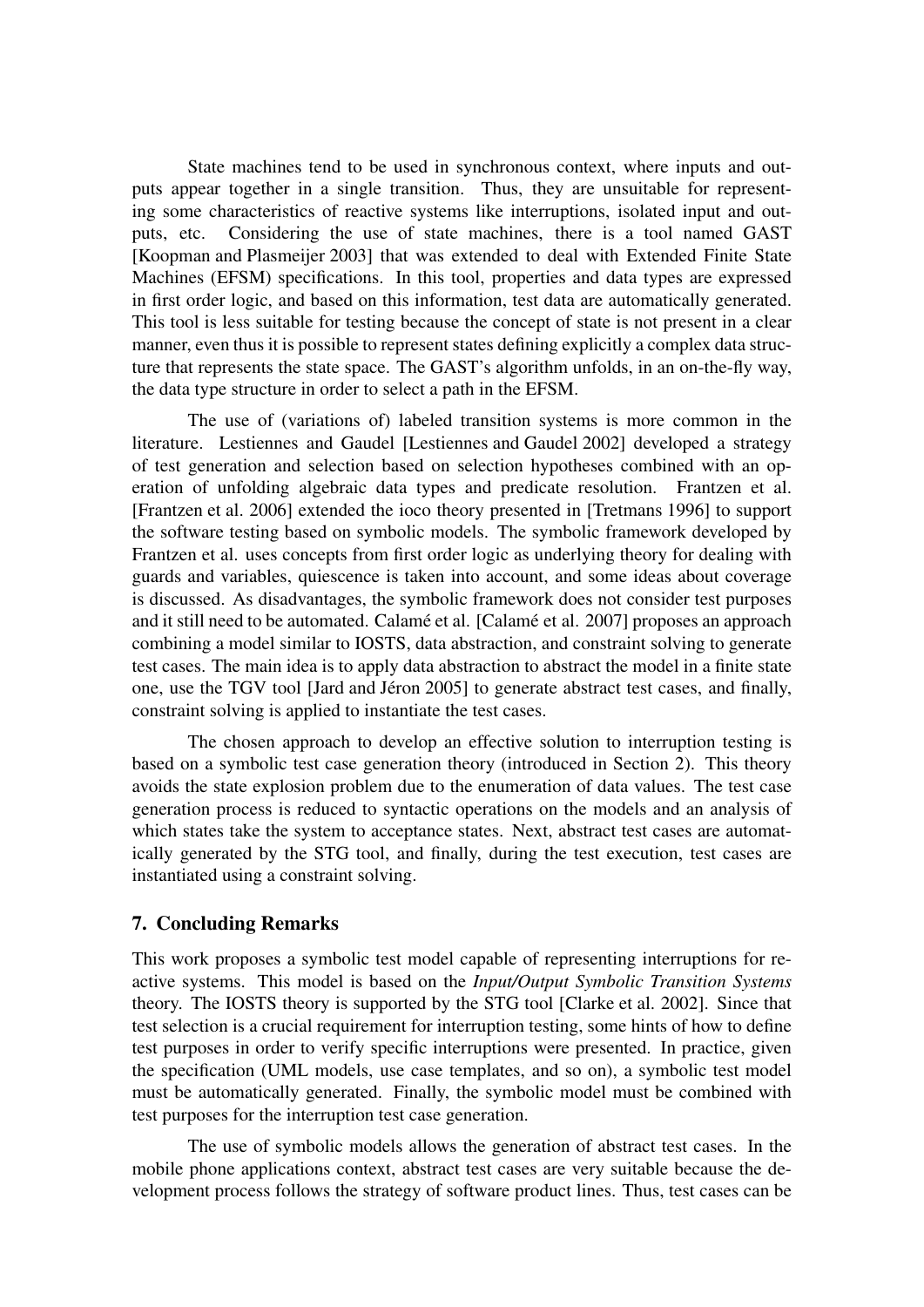State machines tend to be used in synchronous context, where inputs and outputs appear together in a single transition. Thus, they are unsuitable for representing some characteristics of reactive systems like interruptions, isolated input and outputs, etc. Considering the use of state machines, there is a tool named GAST [Koopman and Plasmeijer 2003] that was extended to deal with Extended Finite State Machines (EFSM) specifications. In this tool, properties and data types are expressed in first order logic, and based on this information, test data are automatically generated. This tool is less suitable for testing because the concept of state is not present in a clear manner, even thus it is possible to represent states defining explicitly a complex data structure that represents the state space. The GAST's algorithm unfolds, in an on-the-fly way, the data type structure in order to select a path in the EFSM.

The use of (variations of) labeled transition systems is more common in the literature. Lestiennes and Gaudel [Lestiennes and Gaudel 2002] developed a strategy of test generation and selection based on selection hypotheses combined with an operation of unfolding algebraic data types and predicate resolution. Frantzen et al. [Frantzen et al. 2006] extended the ioco theory presented in [Tretmans 1996] to support the software testing based on symbolic models. The symbolic framework developed by Frantzen et al. uses concepts from first order logic as underlying theory for dealing with guards and variables, quiescence is taken into account, and some ideas about coverage is discussed. As disadvantages, the symbolic framework does not consider test purposes and it still need to be automated. Calamé et al. [Calamé et al. 2007] proposes an approach combining a model similar to IOSTS, data abstraction, and constraint solving to generate test cases. The main idea is to apply data abstraction to abstract the model in a finite state one, use the TGV tool [Jard and Jéron 2005] to generate abstract test cases, and finally, constraint solving is applied to instantiate the test cases.

The chosen approach to develop an effective solution to interruption testing is based on a symbolic test case generation theory (introduced in Section 2). This theory avoids the state explosion problem due to the enumeration of data values. The test case generation process is reduced to syntactic operations on the models and an analysis of which states take the system to acceptance states. Next, abstract test cases are automatically generated by the STG tool, and finally, during the test execution, test cases are instantiated using a constraint solving.

## 7. Concluding Remarks

This work proposes a symbolic test model capable of representing interruptions for reactive systems. This model is based on the *Input/Output Symbolic Transition Systems* theory. The IOSTS theory is supported by the STG tool [Clarke et al. 2002]. Since that test selection is a crucial requirement for interruption testing, some hints of how to define test purposes in order to verify specific interruptions were presented. In practice, given the specification (UML models, use case templates, and so on), a symbolic test model must be automatically generated. Finally, the symbolic model must be combined with test purposes for the interruption test case generation.

The use of symbolic models allows the generation of abstract test cases. In the mobile phone applications context, abstract test cases are very suitable because the development process follows the strategy of software product lines. Thus, test cases can be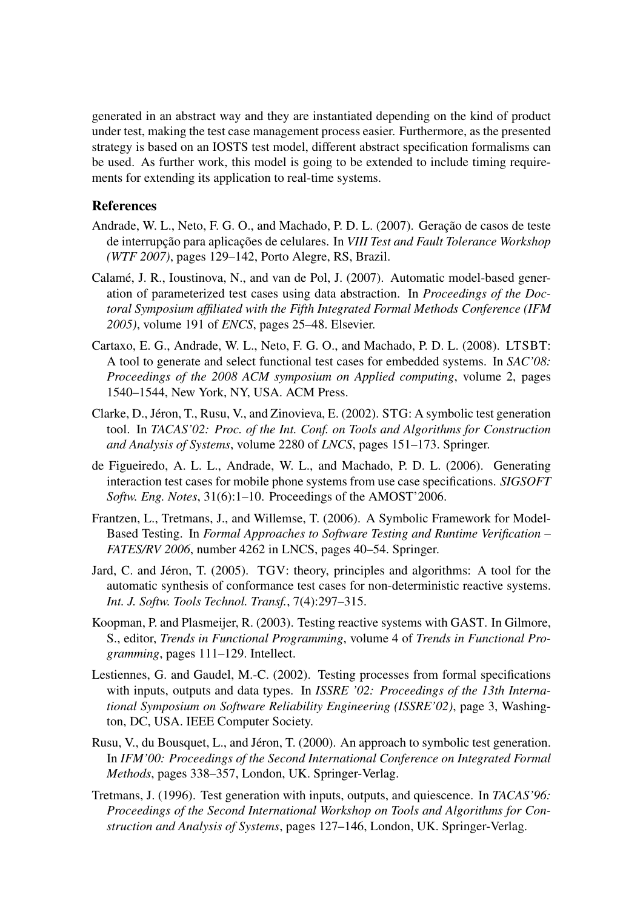generated in an abstract way and they are instantiated depending on the kind of product under test, making the test case management process easier. Furthermore, as the presented strategy is based on an IOSTS test model, different abstract specification formalisms can be used. As further work, this model is going to be extended to include timing requirements for extending its application to real-time systems.

## References

Andrade, W. L., Neto, F. G. O., and Machado, P. D. L. (2007). Geração de casos de teste de interrupção para aplicações de celulares. In *VIII Test and Fault Tolerance Workshop (WTF 2007)*, pages 129–142, Porto Alegre, RS, Brazil.

Calamé, J. R., Ioustinova, N., and van de Pol, J. (2007). Automatic model-based generation of parameterized test cases using data abstraction. In *Proceedings of the Doctoral Symposium affiliated with the Fifth Integrated Formal Methods Conference (IFM 2005)*, volume 191 of *ENCS*, pages 25–48. Elsevier.

Cartaxo, E. G., Andrade, W. L., Neto, F. G. O., and Machado, P. D. L. (2008). LTSBT: A tool to generate and select functional test cases for embedded systems. In *SAC'08: Proceedings of the 2008 ACM symposium on Applied computing*, volume 2, pages 1540–1544, New York, NY, USA. ACM Press.

Clarke, D., Jéron, T., Rusu, V., and Zinovieva, E. (2002). STG: A symbolic test generation tool. In *TACAS'02: Proc. of the Int. Conf. on Tools and Algorithms for Construction and Analysis of Systems*, volume 2280 of *LNCS*, pages 151–173. Springer.

de Figueiredo, A. L. L., Andrade, W. L., and Machado, P. D. L. (2006). Generating interaction test cases for mobile phone systems from use case specifications. *SIGSOFT Softw. Eng. Notes*, 31(6):1–10. Proceedings of the AMOST'2006.

Frantzen, L., Tretmans, J., and Willemse, T. (2006). A Symbolic Framework for Model-Based Testing. In *Formal Approaches to Software Testing and Runtime Verification – FATES/RV 2006*, number 4262 in LNCS, pages 40–54. Springer.

Jard, C. and Jéron, T. (2005). TGV: theory, principles and algorithms: A tool for the automatic synthesis of conformance test cases for non-deterministic reactive systems. *Int. J. Softw. Tools Technol. Transf.*, 7(4):297–315.

Koopman, P. and Plasmeijer, R. (2003). Testing reactive systems with GAST. In Gilmore, S., editor, *Trends in Functional Programming*, volume 4 of *Trends in Functional Programming*, pages 111–129. Intellect.

Lestiennes, G. and Gaudel, M.-C. (2002). Testing processes from formal specifications with inputs, outputs and data types. In *ISSRE '02: Proceedings of the 13th International Symposium on Software Reliability Engineering (ISSRE'02)*, page 3, Washington, DC, USA. IEEE Computer Society.

Rusu, V., du Bousquet, L., and Jéron, T. (2000). An approach to symbolic test generation. In *IFM'00: Proceedings of the Second International Conference on Integrated Formal Methods*, pages 338–357, London, UK. Springer-Verlag.

Tretmans, J. (1996). Test generation with inputs, outputs, and quiescence. In *TACAS'96: Proceedings of the Second International Workshop on Tools and Algorithms for Construction and Analysis of Systems*, pages 127–146, London, UK. Springer-Verlag.